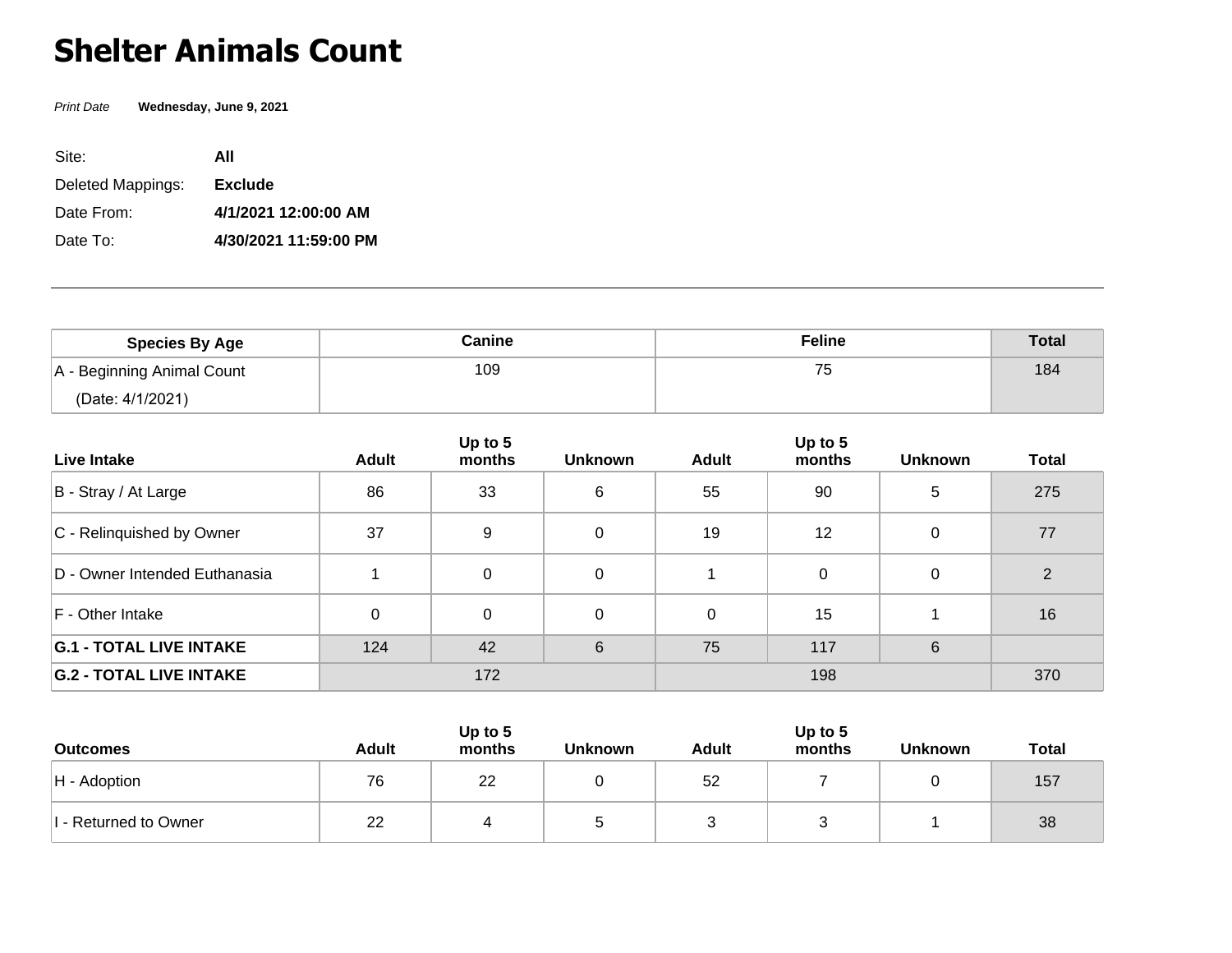# Shelter Animals Count

*Print Date* **Wednesday, June 9, 2021**

Site: **All**

Deleted Mappings: **Exclude**

Date From: **4/1/2021 12:00:00 AM**

Date To: **4/30/2021 11:59:00 PM**

---

| Species By Age | Canine | Feline | Total |
|---|---|---|---|
| A - Beginning Animal Count (Date: 4/1/2021) | 109 | 75 | 184 |

| Live Intake | Adult | Up to 5 months | Unknown | Adult | Up to 5 months | Unknown | Total |
|---|---|---|---|---|---|---|---|
| B - Stray / At Large | 86 | 33 | 6 | 55 | 90 | 5 | 275 |
| C - Relinquished by Owner | 37 | 9 | 0 | 19 | 12 | 0 | 77 |
| D - Owner Intended Euthanasia | 1 | 0 | 0 | 1 | 0 | 0 | 2 |
| F - Other Intake | 0 | 0 | 0 | 0 | 15 | 1 | 16 |
| **G.1 - TOTAL LIVE INTAKE** | 124 | 42 | 6 | 75 | 117 | 6 | |
| **G.2 - TOTAL LIVE INTAKE** | 172 | | | 198 | | | 370 |

| Outcomes | Adult | Up to 5 months | Unknown | Adult | Up to 5 months | Unknown | Total |
|---|---|---|---|---|---|---|---|
| H - Adoption | 76 | 22 | 0 | 52 | 7 | 0 | 157 |
| I - Returned to Owner | 22 | 4 | 5 | 3 | 3 | 1 | 38 |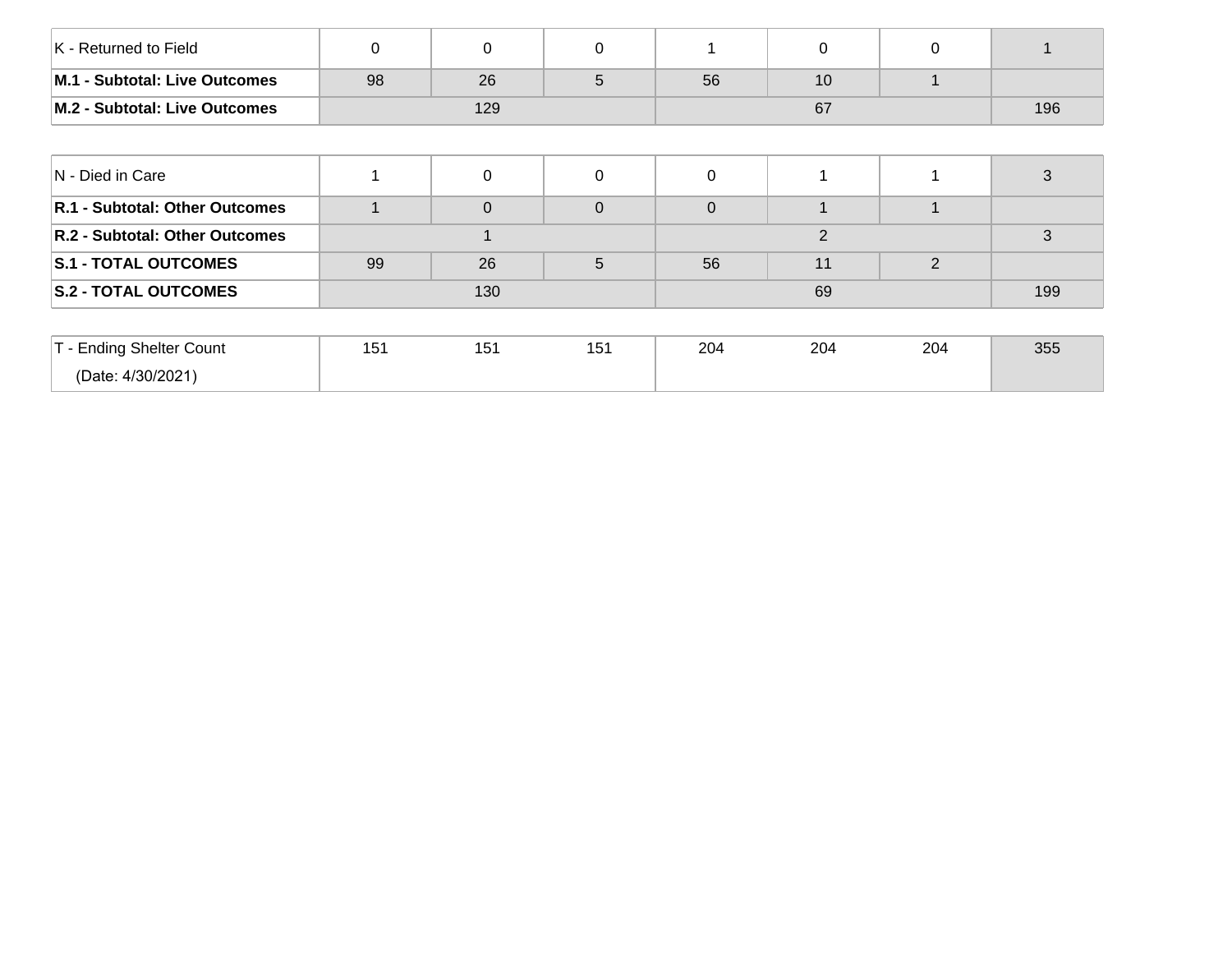| | | | | | | | |
|---|---|---|---|---|---|---|---|
| K - Returned to Field | 0 | 0 | 0 | 1 | 0 | 0 | 1 |
| **M.1 - Subtotal: Live Outcomes** | 98 | 26 | 5 | 56 | 10 | 1 | |
| **M.2 - Subtotal: Live Outcomes** | | 129 | | | 67 | | 196 |

| | | | | | | | |
|---|---|---|---|---|---|---|---|
| N - Died in Care | 1 | 0 | 0 | 0 | 1 | 1 | 3 |
| **R.1 - Subtotal: Other Outcomes** | 1 | 0 | 0 | 0 | 1 | 1 | |
| **R.2 - Subtotal: Other Outcomes** | | 1 | | | 2 | | 3 |
| **S.1 - TOTAL OUTCOMES** | 99 | 26 | 5 | 56 | 11 | 2 | |
| **S.2 - TOTAL OUTCOMES** | | 130 | | | 69 | | 199 |

| | | | | | | | |
|---|---|---|---|---|---|---|---|
| T - Ending Shelter Count (Date: 4/30/2021) | 151 | 151 | 151 | 204 | 204 | 204 | 355 |